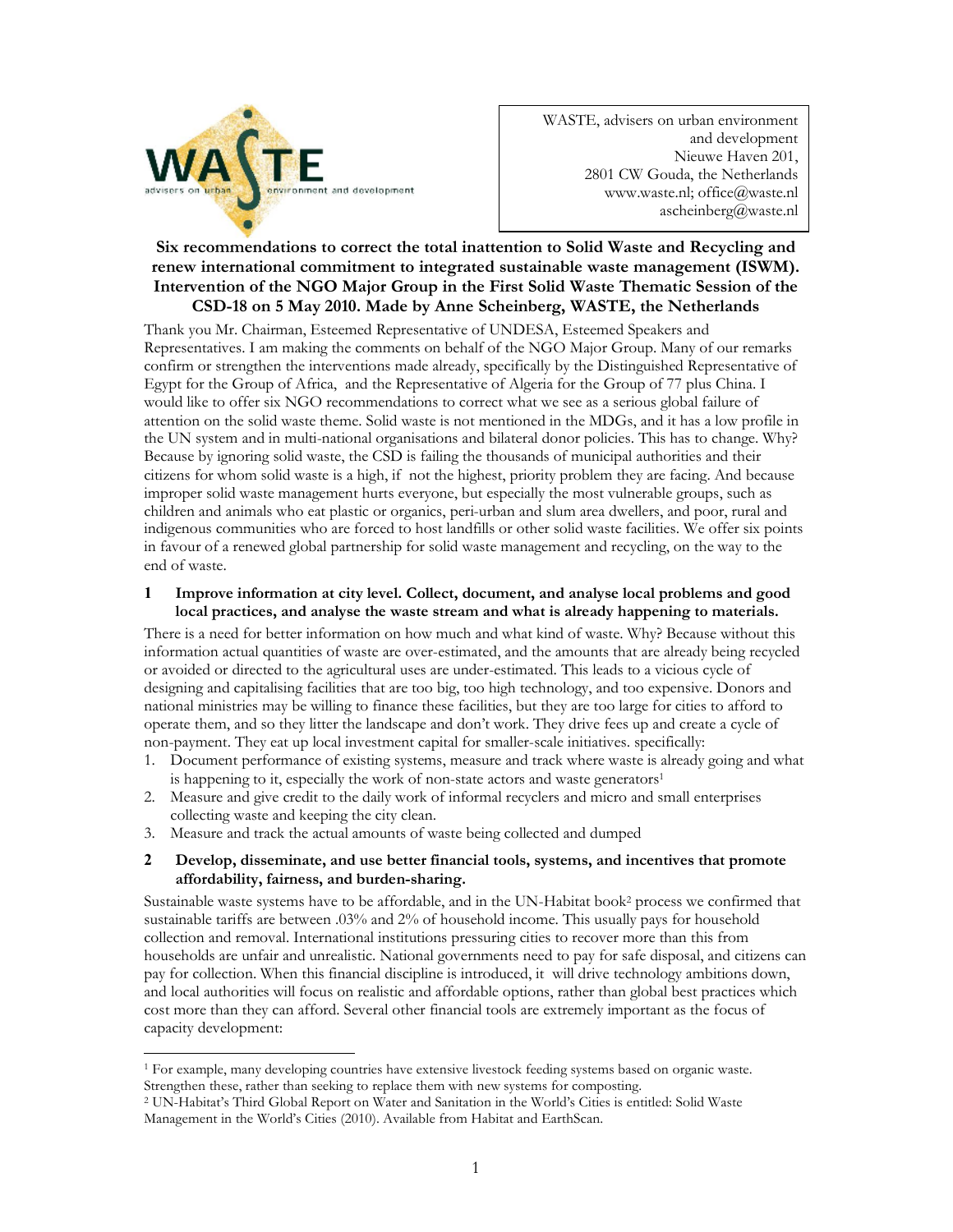WASTE, advisers on urban environment and development
Nieuwe Haven 201,
2801 CW Gouda, the Netherlands
www.waste.nl; office@waste.nl
ascheinberg@waste.nl

# Six recommendations to correct the total inattention to Solid Waste and Recycling and renew international commitment to integrated sustainable waste management (ISWM). Intervention of the NGO Major Group in the First Solid Waste Thematic Session of the CSD-18 on 5 May 2010. Made by Anne Scheinberg, WASTE, the Netherlands

Thank you Mr. Chairman, Esteemed Representative of UNDESA, Esteemed Speakers and Representatives. I am making the comments on behalf of the NGO Major Group. Many of our remarks confirm or strengthen the interventions made already, specifically by the Distinguished Representative of Egypt for the Group of Africa, and the Representative of Algeria for the Group of 77 plus China. I would like to offer six NGO recommendations to correct what we see as a serious global failure of attention on the solid waste theme. Solid waste is not mentioned in the MDGs, and it has a low profile in the UN system and in multi-national organisations and bilateral donor policies. This has to change. Why? Because by ignoring solid waste, the CSD is failing the thousands of municipal authorities and their citizens for whom solid waste is a high, if not the highest, priority problem they are facing. And because improper solid waste management hurts everyone, but especially the most vulnerable groups, such as children and animals who eat plastic or organics, peri-urban and slum area dwellers, and poor, rural and indigenous communities who are forced to host landfills or other solid waste facilities. We offer six points in favour of a renewed global partnership for solid waste management and recycling, on the way to the end of waste.

## 1 Improve information at city level. Collect, document, and analyse local problems and good local practices, and analyse the waste stream and what is already happening to materials.

There is a need for better information on how much and what kind of waste. Why? Because without this information actual quantities of waste are over-estimated, and the amounts that are already being recycled or avoided or directed to the agricultural uses are under-estimated. This leads to a vicious cycle of designing and capitalising facilities that are too big, too high technology, and too expensive. Donors and national ministries may be willing to finance these facilities, but they are too large for cities to afford to operate them, and so they litter the landscape and don't work. They drive fees up and create a cycle of non-payment. They eat up local investment capital for smaller-scale initiatives. specifically:

1. Document performance of existing systems, measure and track where waste is already going and what is happening to it, especially the work of non-state actors and waste generators[1]
2. Measure and give credit to the daily work of informal recyclers and micro and small enterprises collecting waste and keeping the city clean.
3. Measure and track the actual amounts of waste being collected and dumped

## 2 Develop, disseminate, and use better financial tools, systems, and incentives that promote affordability, fairness, and burden-sharing.

Sustainable waste systems have to be affordable, and in the UN-Habitat book[2] process we confirmed that sustainable tariffs are between .03% and 2% of household income. This usually pays for household collection and removal. International institutions pressuring cities to recover more than this from households are unfair and unrealistic. National governments need to pay for safe disposal, and citizens can pay for collection. When this financial discipline is introduced, it will drive technology ambitions down, and local authorities will focus on realistic and affordable options, rather than global best practices which cost more than they can afford. Several other financial tools are extremely important as the focus of capacity development:

[1] For example, many developing countries have extensive livestock feeding systems based on organic waste. Strengthen these, rather than seeking to replace them with new systems for composting.

[2] UN-Habitat's Third Global Report on Water and Sanitation in the World's Cities is entitled: Solid Waste Management in the World's Cities (2010). Available from Habitat and EarthScan.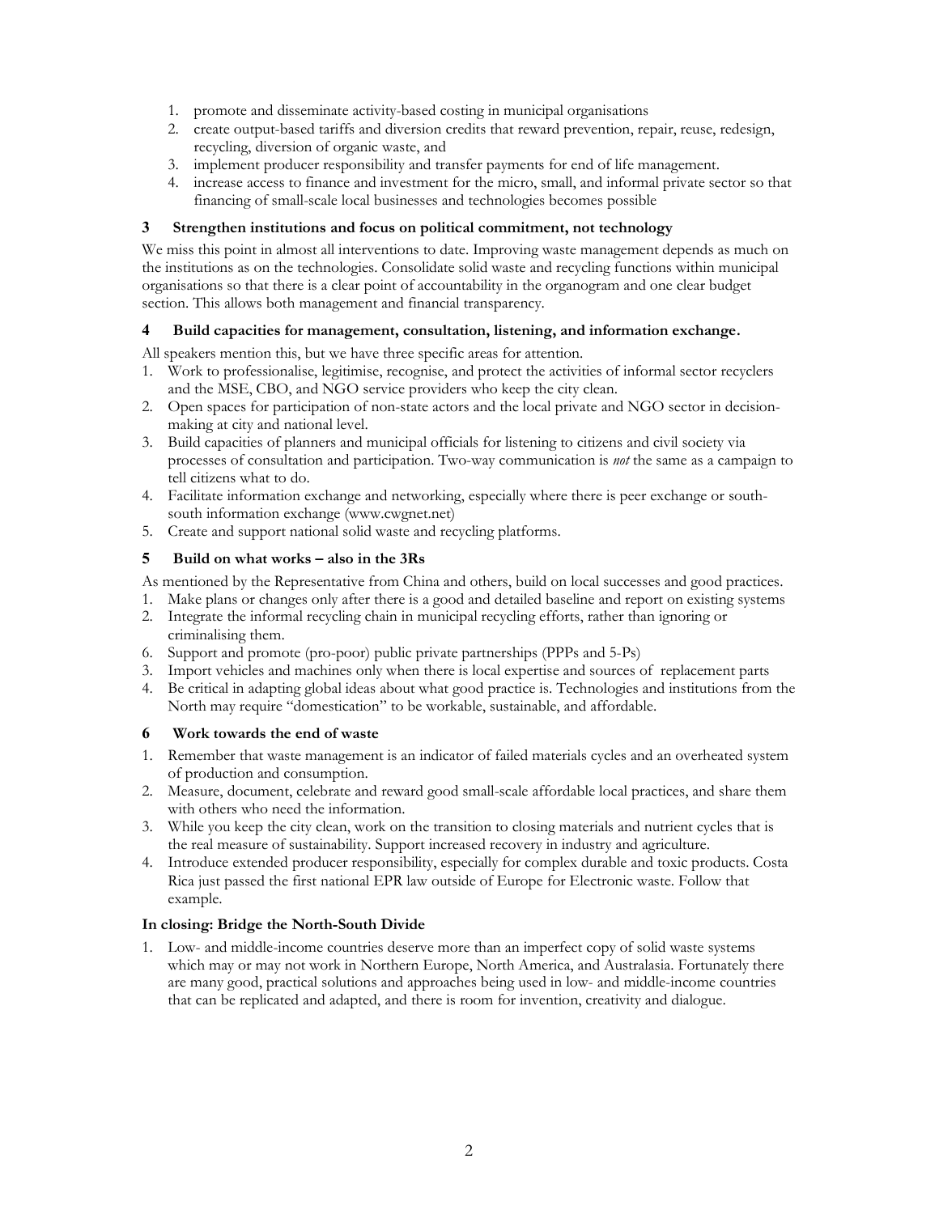1. promote and disseminate activity-based costing in municipal organisations
2. create output-based tariffs and diversion credits that reward prevention, repair, reuse, redesign, recycling, diversion of organic waste, and
3. implement producer responsibility and transfer payments for end of life management.
4. increase access to finance and investment for the micro, small, and informal private sector so that financing of small-scale local businesses and technologies becomes possible

### 3 Strengthen institutions and focus on political commitment, not technology

We miss this point in almost all interventions to date. Improving waste management depends as much on the institutions as on the technologies. Consolidate solid waste and recycling functions within municipal organisations so that there is a clear point of accountability in the organogram and one clear budget section. This allows both management and financial transparency.

### 4 Build capacities for management, consultation, listening, and information exchange.

All speakers mention this, but we have three specific areas for attention.

1. Work to professionalise, legitimise, recognise, and protect the activities of informal sector recyclers and the MSE, CBO, and NGO service providers who keep the city clean.
2. Open spaces for participation of non-state actors and the local private and NGO sector in decision-making at city and national level.
3. Build capacities of planners and municipal officials for listening to citizens and civil society via processes of consultation and participation. Two-way communication is *not* the same as a campaign to tell citizens what to do.
4. Facilitate information exchange and networking, especially where there is peer exchange or south-south information exchange (www.cwgnet.net)
5. Create and support national solid waste and recycling platforms.

### 5 Build on what works – also in the 3Rs

As mentioned by the Representative from China and others, build on local successes and good practices.

1. Make plans or changes only after there is a good and detailed baseline and report on existing systems
2. Integrate the informal recycling chain in municipal recycling efforts, rather than ignoring or criminalising them.
6. Support and promote (pro-poor) public private partnerships (PPPs and 5-Ps)
3. Import vehicles and machines only when there is local expertise and sources of replacement parts
4. Be critical in adapting global ideas about what good practice is. Technologies and institutions from the North may require "domestication" to be workable, sustainable, and affordable.

### 6 Work towards the end of waste

1. Remember that waste management is an indicator of failed materials cycles and an overheated system of production and consumption.
2. Measure, document, celebrate and reward good small-scale affordable local practices, and share them with others who need the information.
3. While you keep the city clean, work on the transition to closing materials and nutrient cycles that is the real measure of sustainability. Support increased recovery in industry and agriculture.
4. Introduce extended producer responsibility, especially for complex durable and toxic products. Costa Rica just passed the first national EPR law outside of Europe for Electronic waste. Follow that example.

### In closing: Bridge the North-South Divide

1. Low- and middle-income countries deserve more than an imperfect copy of solid waste systems which may or may not work in Northern Europe, North America, and Australasia. Fortunately there are many good, practical solutions and approaches being used in low- and middle-income countries that can be replicated and adapted, and there is room for invention, creativity and dialogue.